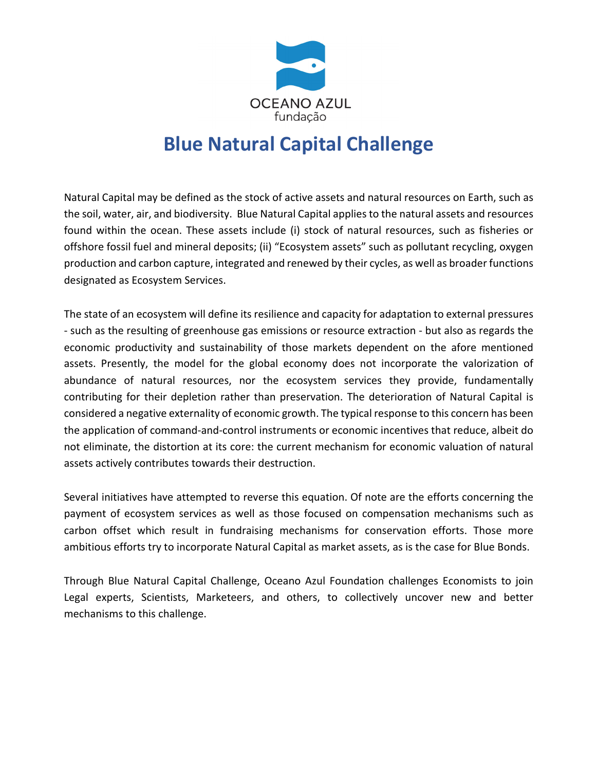OCEANO AZUL
fundação

# Blue Natural Capital Challenge

Natural Capital may be defined as the stock of active assets and natural resources on Earth, such as the soil, water, air, and biodiversity. Blue Natural Capital applies to the natural assets and resources found within the ocean. These assets include (i) stock of natural resources, such as fisheries or offshore fossil fuel and mineral deposits; (ii) "Ecosystem assets" such as pollutant recycling, oxygen production and carbon capture, integrated and renewed by their cycles, as well as broader functions designated as Ecosystem Services.

The state of an ecosystem will define its resilience and capacity for adaptation to external pressures - such as the resulting of greenhouse gas emissions or resource extraction - but also as regards the economic productivity and sustainability of those markets dependent on the afore mentioned assets. Presently, the model for the global economy does not incorporate the valorization of abundance of natural resources, nor the ecosystem services they provide, fundamentally contributing for their depletion rather than preservation. The deterioration of Natural Capital is considered a negative externality of economic growth. The typical response to this concern has been the application of command-and-control instruments or economic incentives that reduce, albeit do not eliminate, the distortion at its core: the current mechanism for economic valuation of natural assets actively contributes towards their destruction.

Several initiatives have attempted to reverse this equation. Of note are the efforts concerning the payment of ecosystem services as well as those focused on compensation mechanisms such as carbon offset which result in fundraising mechanisms for conservation efforts. Those more ambitious efforts try to incorporate Natural Capital as market assets, as is the case for Blue Bonds.

Through Blue Natural Capital Challenge, Oceano Azul Foundation challenges Economists to join Legal experts, Scientists, Marketeers, and others, to collectively uncover new and better mechanisms to this challenge.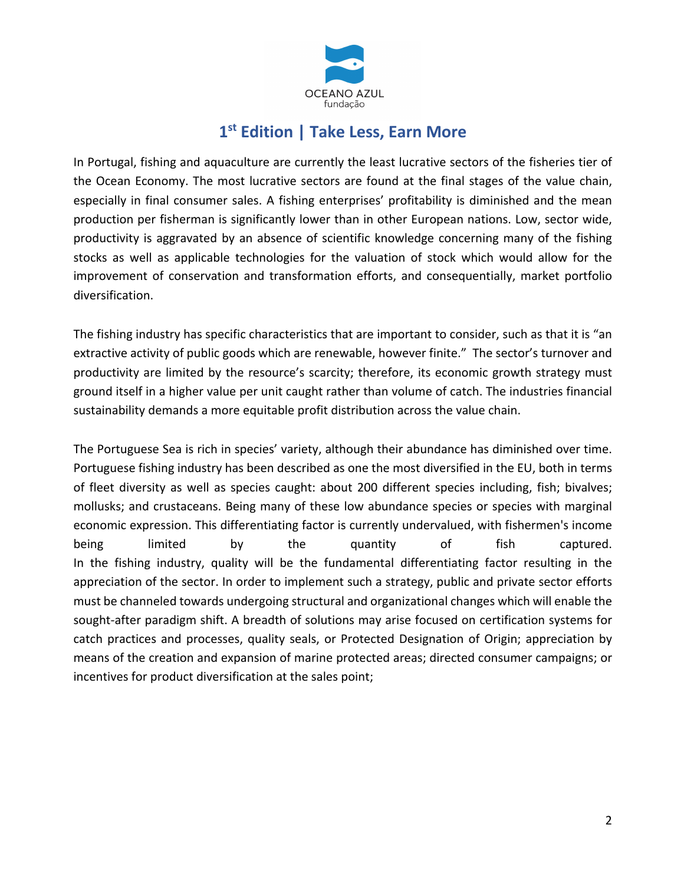OCEANO AZUL
fundação

# 1st Edition | Take Less, Earn More

In Portugal, fishing and aquaculture are currently the least lucrative sectors of the fisheries tier of the Ocean Economy. The most lucrative sectors are found at the final stages of the value chain, especially in final consumer sales. A fishing enterprises' profitability is diminished and the mean production per fisherman is significantly lower than in other European nations. Low, sector wide, productivity is aggravated by an absence of scientific knowledge concerning many of the fishing stocks as well as applicable technologies for the valuation of stock which would allow for the improvement of conservation and transformation efforts, and consequentially, market portfolio diversification.

The fishing industry has specific characteristics that are important to consider, such as that it is "an extractive activity of public goods which are renewable, however finite." The sector's turnover and productivity are limited by the resource's scarcity; therefore, its economic growth strategy must ground itself in a higher value per unit caught rather than volume of catch. The industries financial sustainability demands a more equitable profit distribution across the value chain.

The Portuguese Sea is rich in species' variety, although their abundance has diminished over time. Portuguese fishing industry has been described as one the most diversified in the EU, both in terms of fleet diversity as well as species caught: about 200 different species including, fish; bivalves; mollusks; and crustaceans. Being many of these low abundance species or species with marginal economic expression. This differentiating factor is currently undervalued, with fishermen's income being limited by the quantity of fish captured.
In the fishing industry, quality will be the fundamental differentiating factor resulting in the appreciation of the sector. In order to implement such a strategy, public and private sector efforts must be channeled towards undergoing structural and organizational changes which will enable the sought-after paradigm shift. A breadth of solutions may arise focused on certification systems for catch practices and processes, quality seals, or Protected Designation of Origin; appreciation by means of the creation and expansion of marine protected areas; directed consumer campaigns; or incentives for product diversification at the sales point;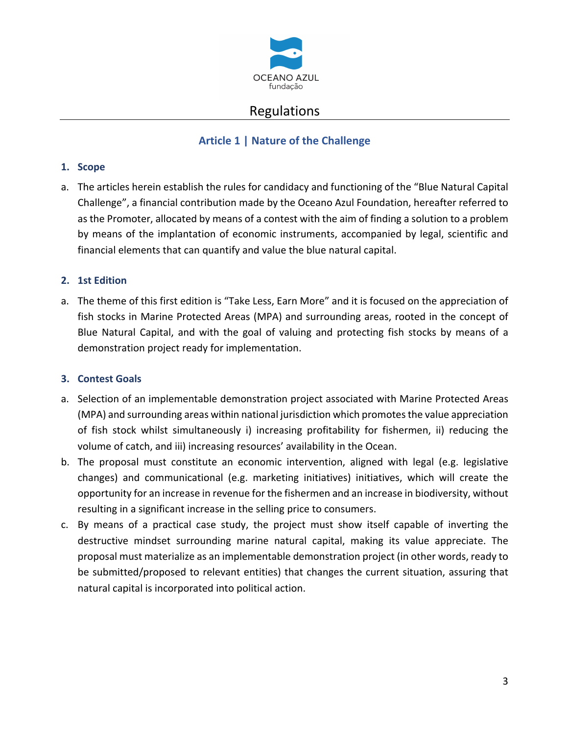# Regulations

## Article 1 | Nature of the Challenge

### 1. Scope

a. The articles herein establish the rules for candidacy and functioning of the "Blue Natural Capital Challenge", a financial contribution made by the Oceano Azul Foundation, hereafter referred to as the Promoter, allocated by means of a contest with the aim of finding a solution to a problem by means of the implantation of economic instruments, accompanied by legal, scientific and financial elements that can quantify and value the blue natural capital.

### 2. 1st Edition

a. The theme of this first edition is "Take Less, Earn More" and it is focused on the appreciation of fish stocks in Marine Protected Areas (MPA) and surrounding areas, rooted in the concept of Blue Natural Capital, and with the goal of valuing and protecting fish stocks by means of a demonstration project ready for implementation.

### 3. Contest Goals

a. Selection of an implementable demonstration project associated with Marine Protected Areas (MPA) and surrounding areas within national jurisdiction which promotes the value appreciation of fish stock whilst simultaneously i) increasing profitability for fishermen, ii) reducing the volume of catch, and iii) increasing resources' availability in the Ocean.

b. The proposal must constitute an economic intervention, aligned with legal (e.g. legislative changes) and communicational (e.g. marketing initiatives) initiatives, which will create the opportunity for an increase in revenue for the fishermen and an increase in biodiversity, without resulting in a significant increase in the selling price to consumers.

c. By means of a practical case study, the project must show itself capable of inverting the destructive mindset surrounding marine natural capital, making its value appreciate. The proposal must materialize as an implementable demonstration project (in other words, ready to be submitted/proposed to relevant entities) that changes the current situation, assuring that natural capital is incorporated into political action.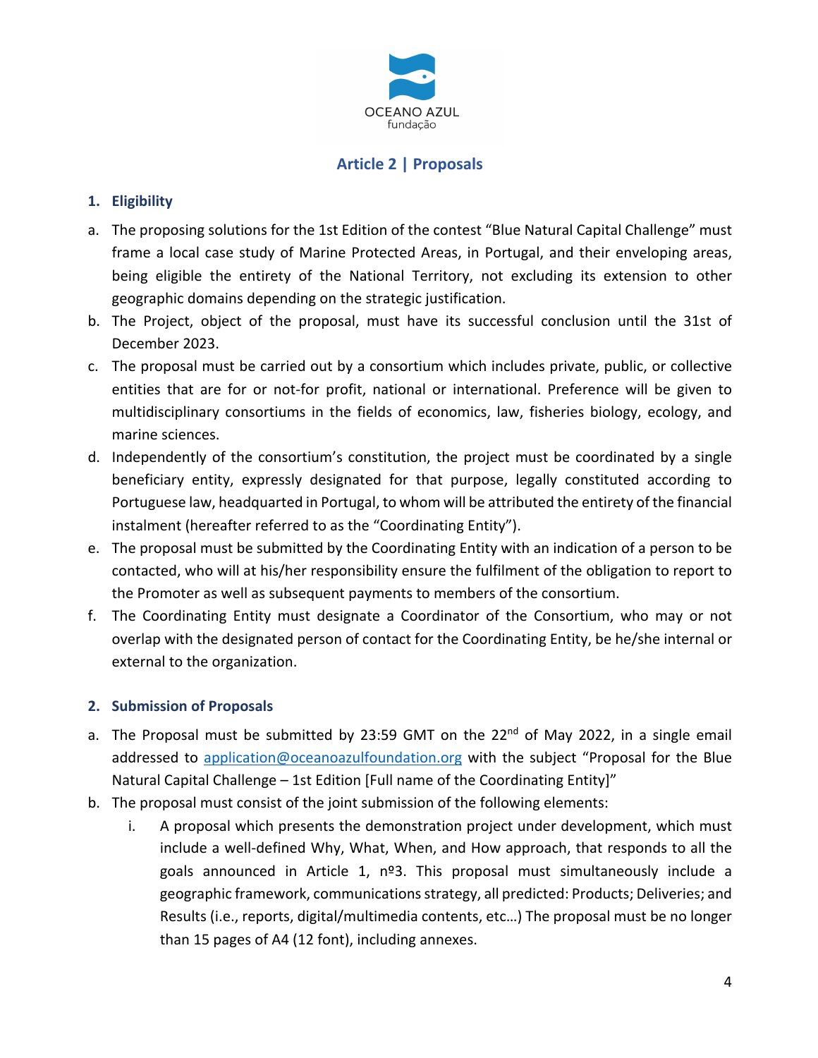## Article 2 | Proposals

### 1. Eligibility

a. The proposing solutions for the 1st Edition of the contest "Blue Natural Capital Challenge" must frame a local case study of Marine Protected Areas, in Portugal, and their enveloping areas, being eligible the entirety of the National Territory, not excluding its extension to other geographic domains depending on the strategic justification.

b. The Project, object of the proposal, must have its successful conclusion until the 31st of December 2023.

c. The proposal must be carried out by a consortium which includes private, public, or collective entities that are for or not-for profit, national or international. Preference will be given to multidisciplinary consortiums in the fields of economics, law, fisheries biology, ecology, and marine sciences.

d. Independently of the consortium's constitution, the project must be coordinated by a single beneficiary entity, expressly designated for that purpose, legally constituted according to Portuguese law, headquarted in Portugal, to whom will be attributed the entirety of the financial instalment (hereafter referred to as the "Coordinating Entity").

e. The proposal must be submitted by the Coordinating Entity with an indication of a person to be contacted, who will at his/her responsibility ensure the fulfilment of the obligation to report to the Promoter as well as subsequent payments to members of the consortium.

f. The Coordinating Entity must designate a Coordinator of the Consortium, who may or not overlap with the designated person of contact for the Coordinating Entity, be he/she internal or external to the organization.

### 2. Submission of Proposals

a. The Proposal must be submitted by 23:59 GMT on the 22nd of May 2022, in a single email addressed to application@oceanoazulfoundation.org with the subject "Proposal for the Blue Natural Capital Challenge – 1st Edition [Full name of the Coordinating Entity]"

b. The proposal must consist of the joint submission of the following elements:

   i. A proposal which presents the demonstration project under development, which must include a well-defined Why, What, When, and How approach, that responds to all the goals announced in Article 1, nº3. This proposal must simultaneously include a geographic framework, communications strategy, all predicted: Products; Deliveries; and Results (i.e., reports, digital/multimedia contents, etc…) The proposal must be no longer than 15 pages of A4 (12 font), including annexes.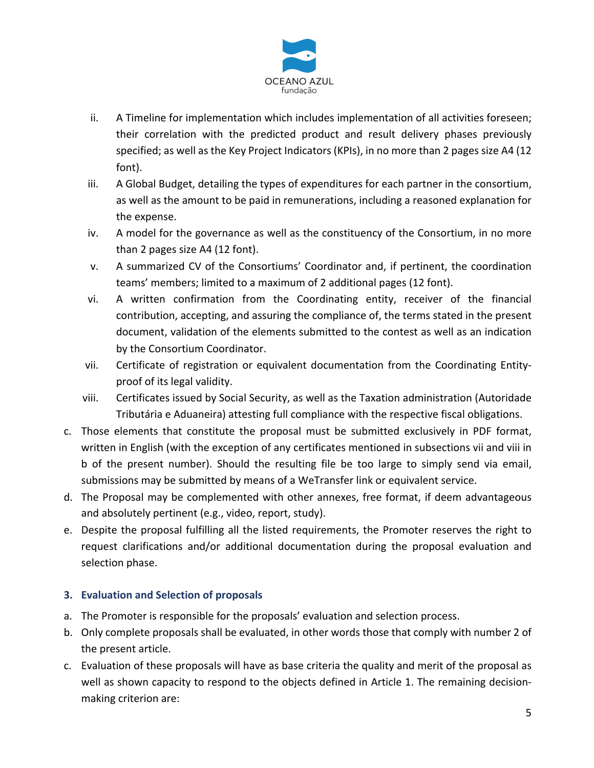ii. A Timeline for implementation which includes implementation of all activities foreseen; their correlation with the predicted product and result delivery phases previously specified; as well as the Key Project Indicators (KPIs), in no more than 2 pages size A4 (12 font).

iii. A Global Budget, detailing the types of expenditures for each partner in the consortium, as well as the amount to be paid in remunerations, including a reasoned explanation for the expense.

iv. A model for the governance as well as the constituency of the Consortium, in no more than 2 pages size A4 (12 font).

v. A summarized CV of the Consortiums' Coordinator and, if pertinent, the coordination teams' members; limited to a maximum of 2 additional pages (12 font).

vi. A written confirmation from the Coordinating entity, receiver of the financial contribution, accepting, and assuring the compliance of, the terms stated in the present document, validation of the elements submitted to the contest as well as an indication by the Consortium Coordinator.

vii. Certificate of registration or equivalent documentation from the Coordinating Entity-proof of its legal validity.

viii. Certificates issued by Social Security, as well as the Taxation administration (Autoridade Tributária e Aduaneira) attesting full compliance with the respective fiscal obligations.

c. Those elements that constitute the proposal must be submitted exclusively in PDF format, written in English (with the exception of any certificates mentioned in subsections vii and viii in b of the present number). Should the resulting file be too large to simply send via email, submissions may be submitted by means of a WeTransfer link or equivalent service.

d. The Proposal may be complemented with other annexes, free format, if deem advantageous and absolutely pertinent (e.g., video, report, study).

e. Despite the proposal fulfilling all the listed requirements, the Promoter reserves the right to request clarifications and/or additional documentation during the proposal evaluation and selection phase.

### 3. Evaluation and Selection of proposals

a. The Promoter is responsible for the proposals' evaluation and selection process.

b. Only complete proposals shall be evaluated, in other words those that comply with number 2 of the present article.

c. Evaluation of these proposals will have as base criteria the quality and merit of the proposal as well as shown capacity to respond to the objects defined in Article 1. The remaining decision-making criterion are: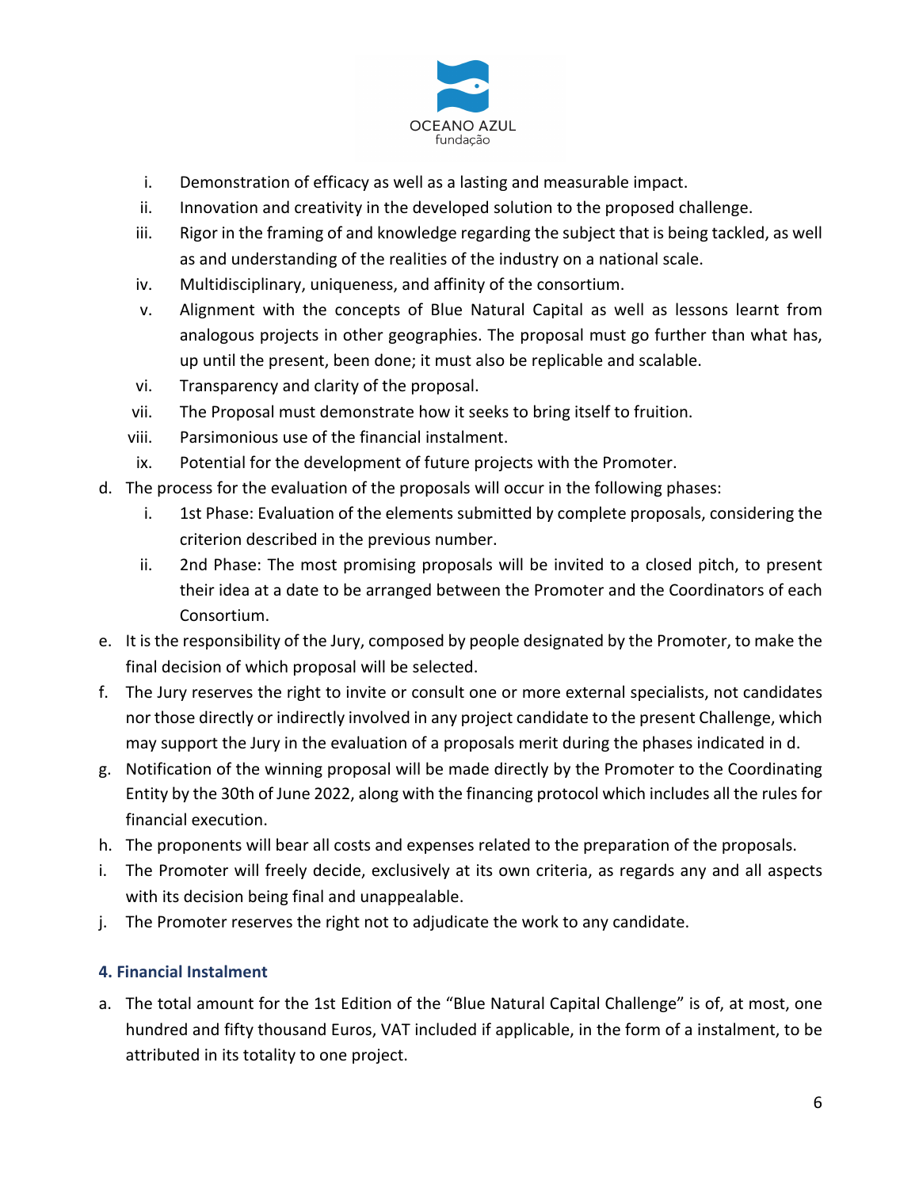i. Demonstration of efficacy as well as a lasting and measurable impact.
ii. Innovation and creativity in the developed solution to the proposed challenge.
iii. Rigor in the framing of and knowledge regarding the subject that is being tackled, as well as and understanding of the realities of the industry on a national scale.
iv. Multidisciplinary, uniqueness, and affinity of the consortium.
v. Alignment with the concepts of Blue Natural Capital as well as lessons learnt from analogous projects in other geographies. The proposal must go further than what has, up until the present, been done; it must also be replicable and scalable.
vi. Transparency and clarity of the proposal.
vii. The Proposal must demonstrate how it seeks to bring itself to fruition.
viii. Parsimonious use of the financial instalment.
ix. Potential for the development of future projects with the Promoter.

d. The process for the evaluation of the proposals will occur in the following phases:
   i. 1st Phase: Evaluation of the elements submitted by complete proposals, considering the criterion described in the previous number.
   ii. 2nd Phase: The most promising proposals will be invited to a closed pitch, to present their idea at a date to be arranged between the Promoter and the Coordinators of each Consortium.

e. It is the responsibility of the Jury, composed by people designated by the Promoter, to make the final decision of which proposal will be selected.

f. The Jury reserves the right to invite or consult one or more external specialists, not candidates nor those directly or indirectly involved in any project candidate to the present Challenge, which may support the Jury in the evaluation of a proposals merit during the phases indicated in d.

g. Notification of the winning proposal will be made directly by the Promoter to the Coordinating Entity by the 30th of June 2022, along with the financing protocol which includes all the rules for financial execution.

h. The proponents will bear all costs and expenses related to the preparation of the proposals.

i. The Promoter will freely decide, exclusively at its own criteria, as regards any and all aspects with its decision being final and unappealable.

j. The Promoter reserves the right not to adjudicate the work to any candidate.

### 4. Financial Instalment

a. The total amount for the 1st Edition of the "Blue Natural Capital Challenge" is of, at most, one hundred and fifty thousand Euros, VAT included if applicable, in the form of a instalment, to be attributed in its totality to one project.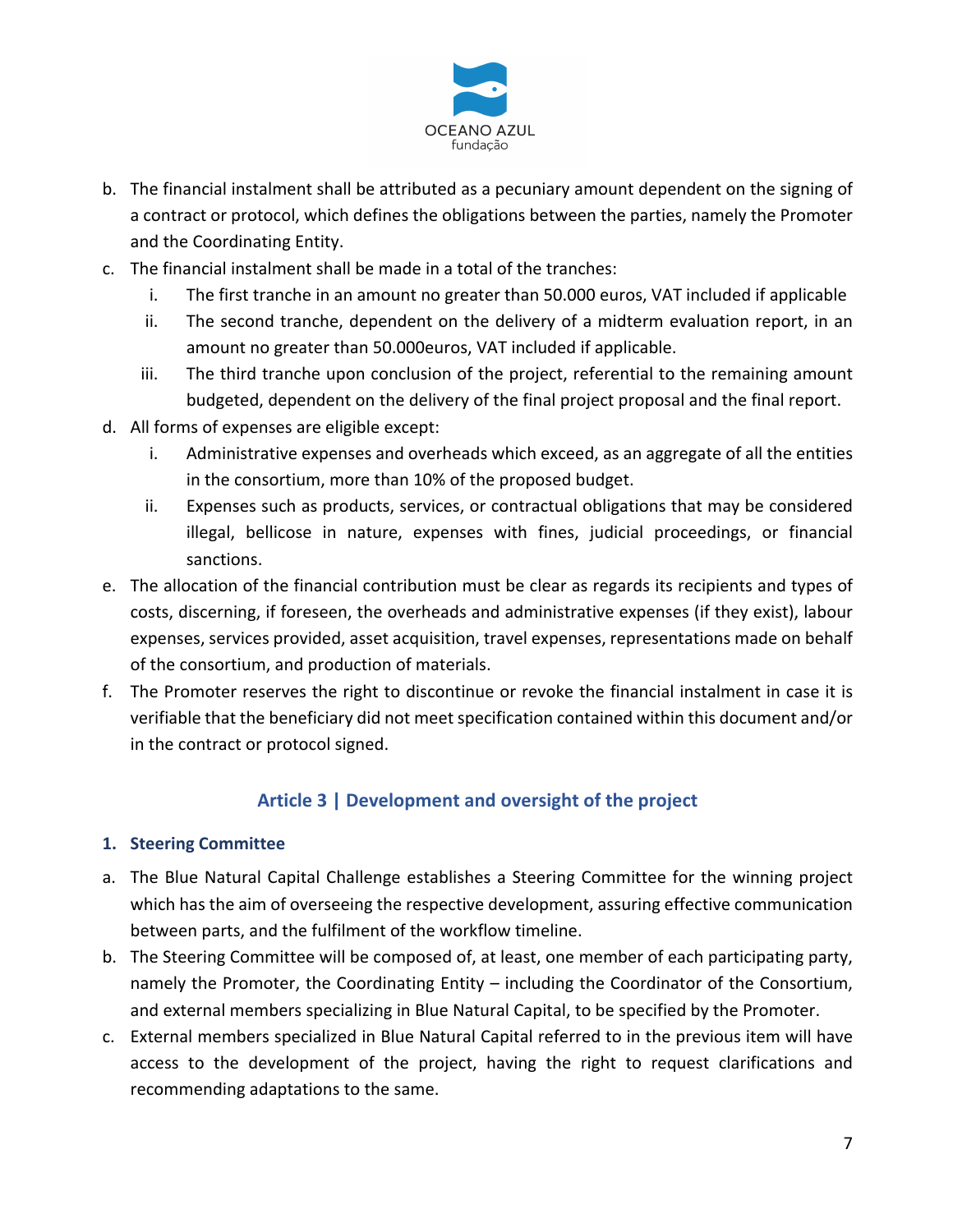b. The financial instalment shall be attributed as a pecuniary amount dependent on the signing of a contract or protocol, which defines the obligations between the parties, namely the Promoter and the Coordinating Entity.

c. The financial instalment shall be made in a total of the tranches:
   i. The first tranche in an amount no greater than 50.000 euros, VAT included if applicable
   ii. The second tranche, dependent on the delivery of a midterm evaluation report, in an amount no greater than 50.000euros, VAT included if applicable.
   iii. The third tranche upon conclusion of the project, referential to the remaining amount budgeted, dependent on the delivery of the final project proposal and the final report.

d. All forms of expenses are eligible except:
   i. Administrative expenses and overheads which exceed, as an aggregate of all the entities in the consortium, more than 10% of the proposed budget.
   ii. Expenses such as products, services, or contractual obligations that may be considered illegal, bellicose in nature, expenses with fines, judicial proceedings, or financial sanctions.

e. The allocation of the financial contribution must be clear as regards its recipients and types of costs, discerning, if foreseen, the overheads and administrative expenses (if they exist), labour expenses, services provided, asset acquisition, travel expenses, representations made on behalf of the consortium, and production of materials.

f. The Promoter reserves the right to discontinue or revoke the financial instalment in case it is verifiable that the beneficiary did not meet specification contained within this document and/or in the contract or protocol signed.

## Article 3 | Development and oversight of the project

### 1. Steering Committee

a. The Blue Natural Capital Challenge establishes a Steering Committee for the winning project which has the aim of overseeing the respective development, assuring effective communication between parts, and the fulfilment of the workflow timeline.

b. The Steering Committee will be composed of, at least, one member of each participating party, namely the Promoter, the Coordinating Entity – including the Coordinator of the Consortium, and external members specializing in Blue Natural Capital, to be specified by the Promoter.

c. External members specialized in Blue Natural Capital referred to in the previous item will have access to the development of the project, having the right to request clarifications and recommending adaptations to the same.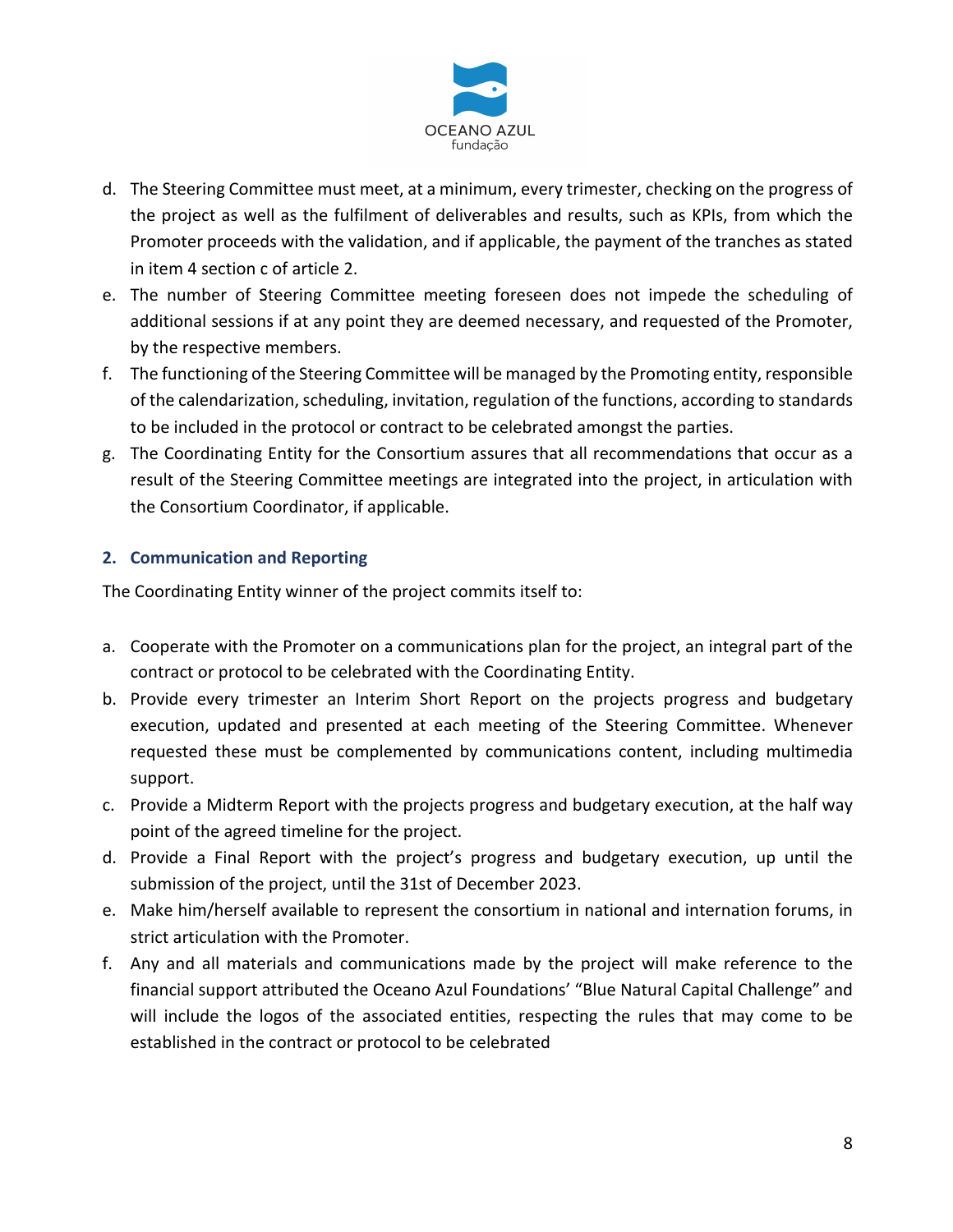d. The Steering Committee must meet, at a minimum, every trimester, checking on the progress of the project as well as the fulfilment of deliverables and results, such as KPIs, from which the Promoter proceeds with the validation, and if applicable, the payment of the tranches as stated in item 4 section c of article 2.

e. The number of Steering Committee meeting foreseen does not impede the scheduling of additional sessions if at any point they are deemed necessary, and requested of the Promoter, by the respective members.

f. The functioning of the Steering Committee will be managed by the Promoting entity, responsible of the calendarization, scheduling, invitation, regulation of the functions, according to standards to be included in the protocol or contract to be celebrated amongst the parties.

g. The Coordinating Entity for the Consortium assures that all recommendations that occur as a result of the Steering Committee meetings are integrated into the project, in articulation with the Consortium Coordinator, if applicable.

## 2. Communication and Reporting

The Coordinating Entity winner of the project commits itself to:

a. Cooperate with the Promoter on a communications plan for the project, an integral part of the contract or protocol to be celebrated with the Coordinating Entity.

b. Provide every trimester an Interim Short Report on the projects progress and budgetary execution, updated and presented at each meeting of the Steering Committee. Whenever requested these must be complemented by communications content, including multimedia support.

c. Provide a Midterm Report with the projects progress and budgetary execution, at the half way point of the agreed timeline for the project.

d. Provide a Final Report with the project's progress and budgetary execution, up until the submission of the project, until the 31st of December 2023.

e. Make him/herself available to represent the consortium in national and internation forums, in strict articulation with the Promoter.

f. Any and all materials and communications made by the project will make reference to the financial support attributed the Oceano Azul Foundations' "Blue Natural Capital Challenge" and will include the logos of the associated entities, respecting the rules that may come to be established in the contract or protocol to be celebrated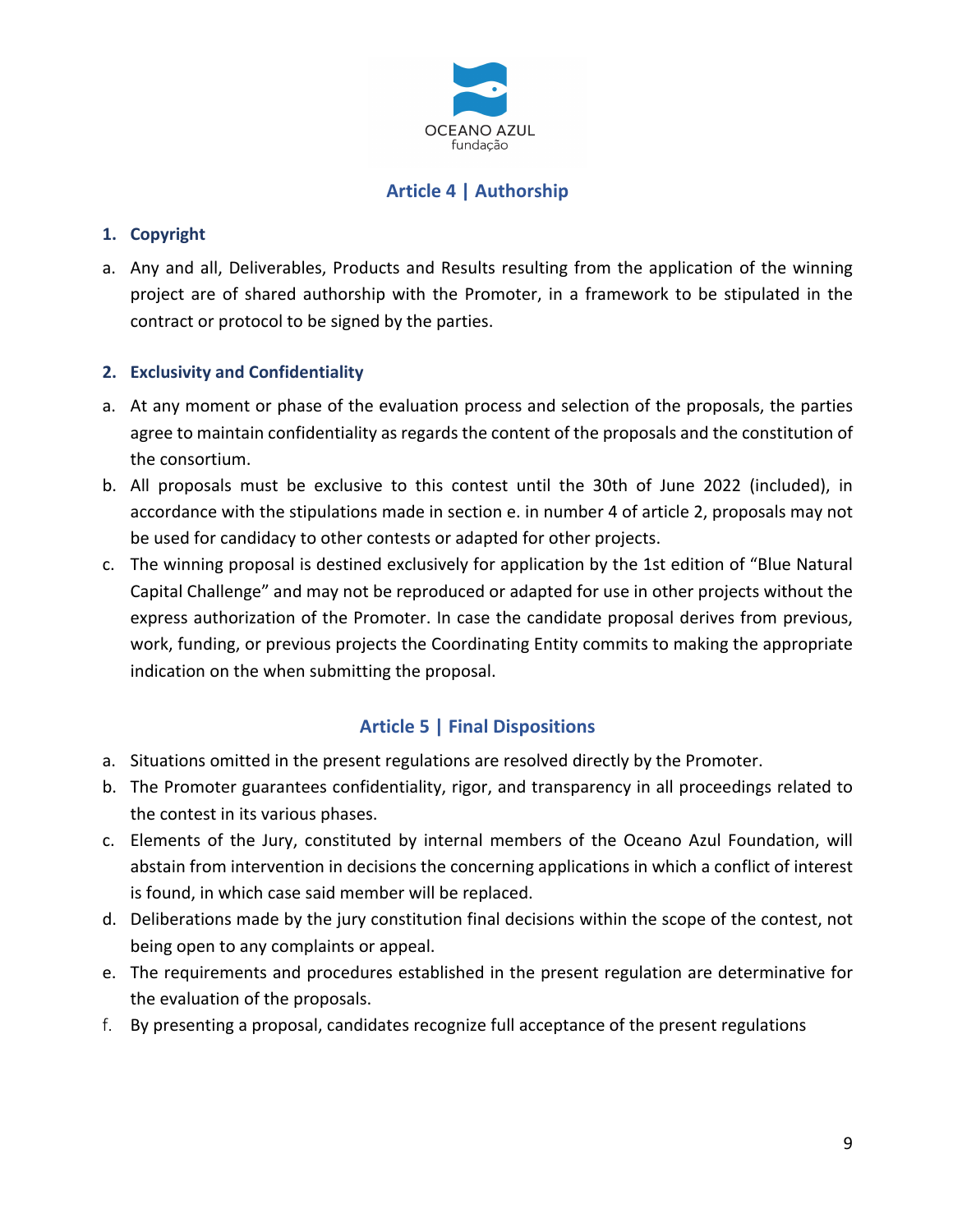## Article 4 | Authorship

**1. Copyright**

a. Any and all, Deliverables, Products and Results resulting from the application of the winning project are of shared authorship with the Promoter, in a framework to be stipulated in the contract or protocol to be signed by the parties.

**2. Exclusivity and Confidentiality**

a. At any moment or phase of the evaluation process and selection of the proposals, the parties agree to maintain confidentiality as regards the content of the proposals and the constitution of the consortium.

b. All proposals must be exclusive to this contest until the 30th of June 2022 (included), in accordance with the stipulations made in section e. in number 4 of article 2, proposals may not be used for candidacy to other contests or adapted for other projects.

c. The winning proposal is destined exclusively for application by the 1st edition of "Blue Natural Capital Challenge" and may not be reproduced or adapted for use in other projects without the express authorization of the Promoter. In case the candidate proposal derives from previous, work, funding, or previous projects the Coordinating Entity commits to making the appropriate indication on the when submitting the proposal.

## Article 5 | Final Dispositions

a. Situations omitted in the present regulations are resolved directly by the Promoter.

b. The Promoter guarantees confidentiality, rigor, and transparency in all proceedings related to the contest in its various phases.

c. Elements of the Jury, constituted by internal members of the Oceano Azul Foundation, will abstain from intervention in decisions the concerning applications in which a conflict of interest is found, in which case said member will be replaced.

d. Deliberations made by the jury constitution final decisions within the scope of the contest, not being open to any complaints or appeal.

e. The requirements and procedures established in the present regulation are determinative for the evaluation of the proposals.

f. By presenting a proposal, candidates recognize full acceptance of the present regulations